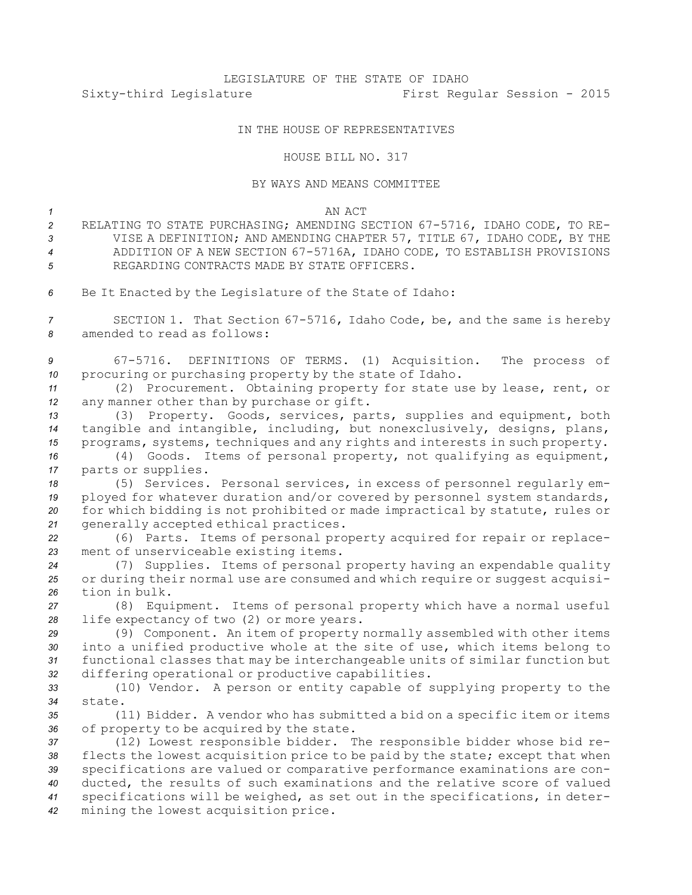LEGISLATURE OF THE STATE OF IDAHO

Sixty-third Legislature First Regular Session - 2015

IN THE HOUSE OF REPRESENTATIVES

HOUSE BILL NO. 317

BY WAYS AND MEANS COMMITTEE

AN ACT

RELATING TO STATE PURCHASING; AMENDING SECTION 67-5716, IDAHO CODE, TO REVISE A DEFINITION; AND AMENDING CHAPTER 57, TITLE 67, IDAHO CODE, BY THE ADDITION OF A NEW SECTION 67-5716A, IDAHO CODE, TO ESTABLISH PROVISIONS REGARDING CONTRACTS MADE BY STATE OFFICERS.

Be It Enacted by the Legislature of the State of Idaho:

SECTION 1. That Section 67-5716, Idaho Code, be, and the same is hereby amended to read as follows:

67-5716. DEFINITIONS OF TERMS. (1) Acquisition. The process of procuring or purchasing property by the state of Idaho.

(2) Procurement. Obtaining property for state use by lease, rent, or any manner other than by purchase or gift.

(3) Property. Goods, services, parts, supplies and equipment, both tangible and intangible, including, but nonexclusively, designs, plans, programs, systems, techniques and any rights and interests in such property.

(4) Goods. Items of personal property, not qualifying as equipment, parts or supplies.

(5) Services. Personal services, in excess of personnel regularly employed for whatever duration and/or covered by personnel system standards, for which bidding is not prohibited or made impractical by statute, rules or generally accepted ethical practices.

(6) Parts. Items of personal property acquired for repair or replacement of unserviceable existing items.

(7) Supplies. Items of personal property having an expendable quality or during their normal use are consumed and which require or suggest acquisition in bulk.

(8) Equipment. Items of personal property which have a normal useful life expectancy of two (2) or more years.

(9) Component. An item of property normally assembled with other items into a unified productive whole at the site of use, which items belong to functional classes that may be interchangeable units of similar function but differing operational or productive capabilities.

(10) Vendor. A person or entity capable of supplying property to the state.

(11) Bidder. A vendor who has submitted a bid on a specific item or items of property to be acquired by the state.

(12) Lowest responsible bidder. The responsible bidder whose bid reflects the lowest acquisition price to be paid by the state; except that when specifications are valued or comparative performance examinations are conducted, the results of such examinations and the relative score of valued specifications will be weighed, as set out in the specifications, in determining the lowest acquisition price.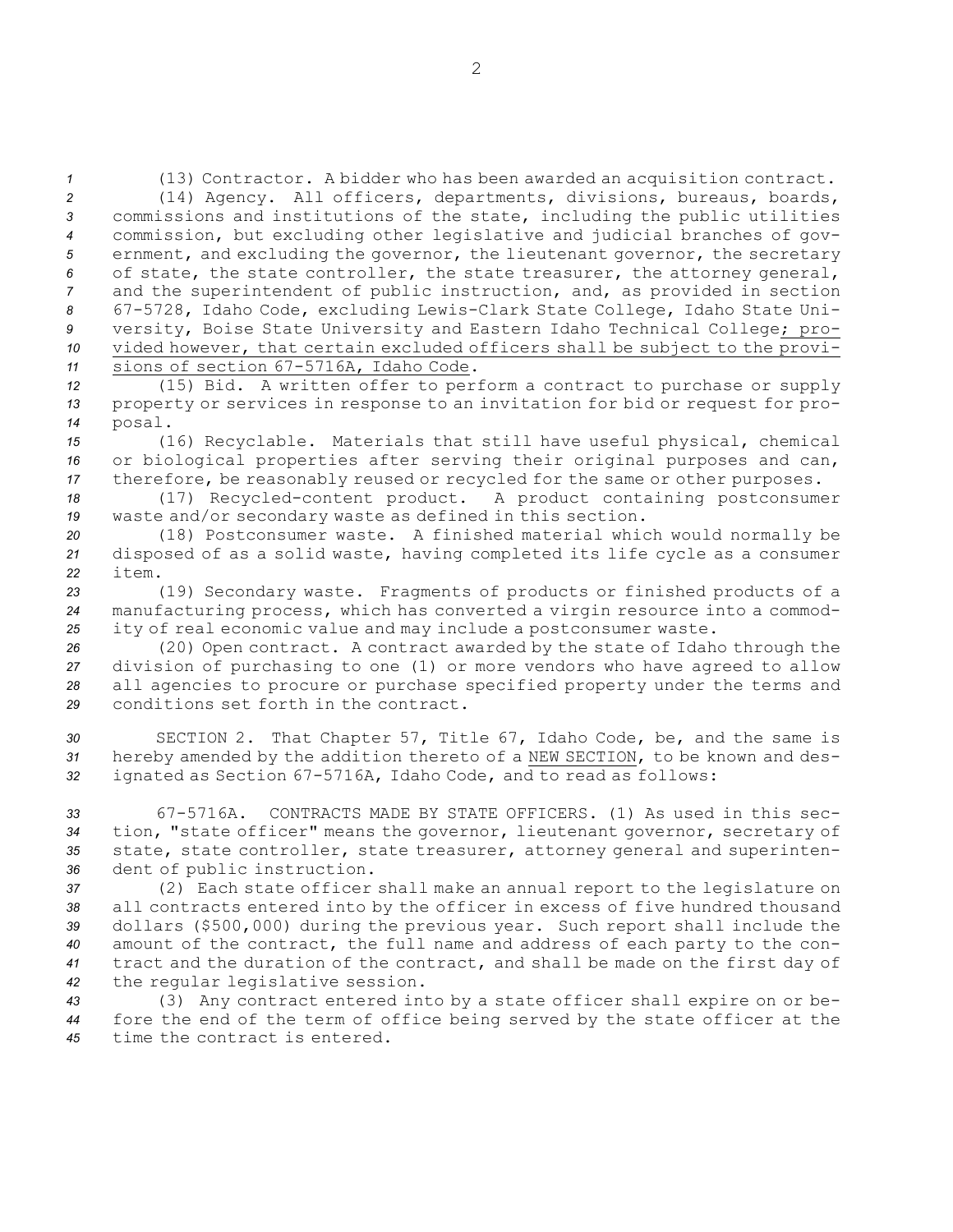(13) Contractor. A bidder who has been awarded an acquisition contract.

(14) Agency. All officers, departments, divisions, bureaus, boards, commissions and institutions of the state, including the public utilities commission, but excluding other legislative and judicial branches of government, and excluding the governor, the lieutenant governor, the secretary of state, the state controller, the state treasurer, the attorney general, and the superintendent of public instruction, and, as provided in section 67-5728, Idaho Code, excluding Lewis-Clark State College, Idaho State University, Boise State University and Eastern Idaho Technical College; provided however, that certain excluded officers shall be subject to the provisions of section 67-5716A, Idaho Code.

(15) Bid. A written offer to perform a contract to purchase or supply property or services in response to an invitation for bid or request for proposal.

(16) Recyclable. Materials that still have useful physical, chemical or biological properties after serving their original purposes and can, therefore, be reasonably reused or recycled for the same or other purposes.

(17) Recycled-content product. A product containing postconsumer waste and/or secondary waste as defined in this section.

(18) Postconsumer waste. A finished material which would normally be disposed of as a solid waste, having completed its life cycle as a consumer item.

(19) Secondary waste. Fragments of products or finished products of a manufacturing process, which has converted a virgin resource into a commodity of real economic value and may include a postconsumer waste.

(20) Open contract. A contract awarded by the state of Idaho through the division of purchasing to one (1) or more vendors who have agreed to allow all agencies to procure or purchase specified property under the terms and conditions set forth in the contract.

SECTION 2. That Chapter 57, Title 67, Idaho Code, be, and the same is hereby amended by the addition thereto of a NEW SECTION, to be known and designated as Section 67-5716A, Idaho Code, and to read as follows:

67-5716A. CONTRACTS MADE BY STATE OFFICERS. (1) As used in this section, "state officer" means the governor, lieutenant governor, secretary of state, state controller, state treasurer, attorney general and superintendent of public instruction.

(2) Each state officer shall make an annual report to the legislature on all contracts entered into by the officer in excess of five hundred thousand dollars ($500,000) during the previous year. Such report shall include the amount of the contract, the full name and address of each party to the contract and the duration of the contract, and shall be made on the first day of the regular legislative session.

(3) Any contract entered into by a state officer shall expire on or before the end of the term of office being served by the state officer at the time the contract is entered.